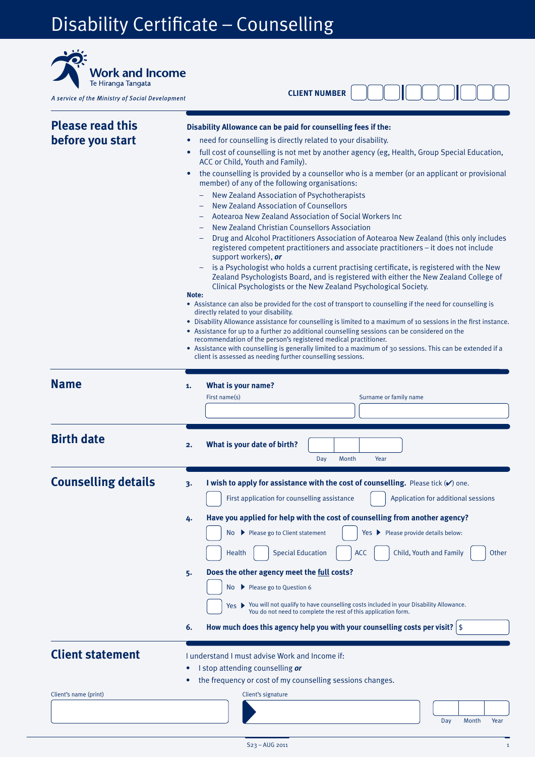# Disability Certificate – Counselling

Work and Income
Te Hiranga Tangata

*A service of the Ministry of Social Development*

**CLIENT NUMBER**

## Please read this before you start

**Disability Allowance can be paid for counselling fees if the:**

- need for counselling is directly related to your disability.
- full cost of counselling is not met by another agency (eg, Health, Group Special Education, ACC or Child, Youth and Family).
- the counselling is provided by a counsellor who is a member (or an applicant or provisional member) of any of the following organisations:
  - New Zealand Association of Psychotherapists
  - New Zealand Association of Counsellors
  - Aotearoa New Zealand Association of Social Workers Inc
  - New Zealand Christian Counsellors Association
  - Drug and Alcohol Practitioners Association of Aotearoa New Zealand (this only includes registered competent practitioners and associate practitioners – it does not include support workers), ***or***
  - is a Psychologist who holds a current practising certificate, is registered with the New Zealand Psychologists Board, and is registered with either the New Zealand College of Clinical Psychologists or the New Zealand Psychological Society.

**Note:**

- Assistance can also be provided for the cost of transport to counselling if the need for counselling is directly related to your disability.
- Disability Allowance assistance for counselling is limited to a maximum of 10 sessions in the first instance.
- Assistance for up to a further 20 additional counselling sessions can be considered on the recommendation of the person's registered medical practitioner.
- Assistance with counselling is generally limited to a maximum of 30 sessions. This can be extended if a client is assessed as needing further counselling sessions.

## Name

**1. What is your name?**

First name(s) | Surname or family name

## Birth date

**2. What is your date of birth?** Day | Month | Year

## Counselling details

**3. I wish to apply for assistance with the cost of counselling.** Please tick (✔) one.

- ☐ First application for counselling assistance
- ☐ Application for additional sessions

**4. Have you applied for help with the cost of counselling from another agency?**

- ☐ No ▶ Please go to Client statement
- ☐ Yes ▶ Please provide details below:

☐ Health ☐ Special Education ☐ ACC ☐ Child, Youth and Family ☐ Other

**5. Does the other agency meet the <u>full</u> costs?**

- ☐ No ▶ Please go to Question 6
- ☐ Yes ▶ You will not qualify to have counselling costs included in your Disability Allowance. You do not need to complete the rest of this application form.

**6. How much does this agency help you with your counselling costs per visit?** $

## Client statement

I understand I must advise Work and Income if:

- I stop attending counselling ***or***
- the frequency or cost of my counselling sessions changes.

Client's name (print) | Client's signature | Day | Month | Year

S23 – AUG 2011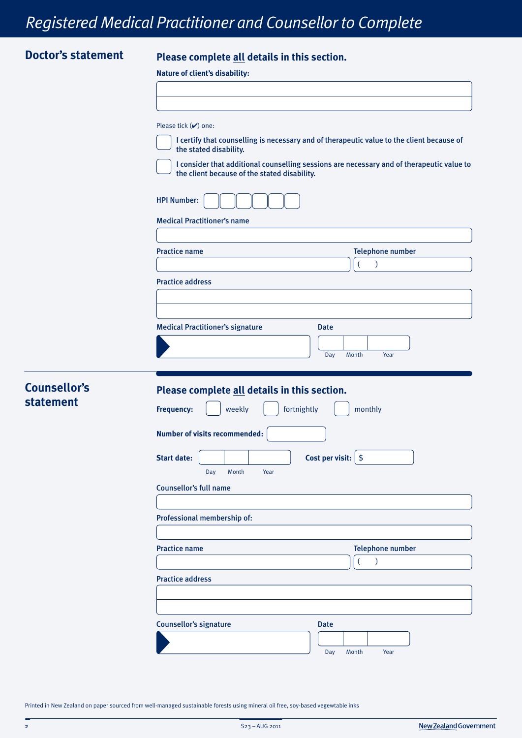# Registered Medical Practitioner and Counsellor to Complete

## Doctor's statement

**Please complete all details in this section.**

**Nature of client's disability:**

Please tick (✔) one:

☐ I certify that counselling is necessary and of therapeutic value to the client because of the stated disability.

☐ I consider that additional counselling sessions are necessary and of therapeutic value to the client because of the stated disability.

**HPI Number:**

**Medical Practitioner's name**

**Practice name**

**Telephone number**

( )

**Practice address**

**Medical Practitioner's signature**

**Date**

Day Month Year

## Counsellor's statement

**Please complete all details in this section.**

**Frequency:** ☐ weekly ☐ fortnightly ☐ monthly

**Number of visits recommended:**

**Start date:** Day Month Year

**Cost per visit:** $

**Counsellor's full name**

**Professional membership of:**

**Practice name**

**Telephone number**

( )

**Practice address**

**Counsellor's signature**

**Date**

Day Month Year

Printed in New Zealand on paper sourced from well-managed sustainable forests using mineral oil free, soy-based vegewtable inks

S23 – AUG 2011

New Zealand Government